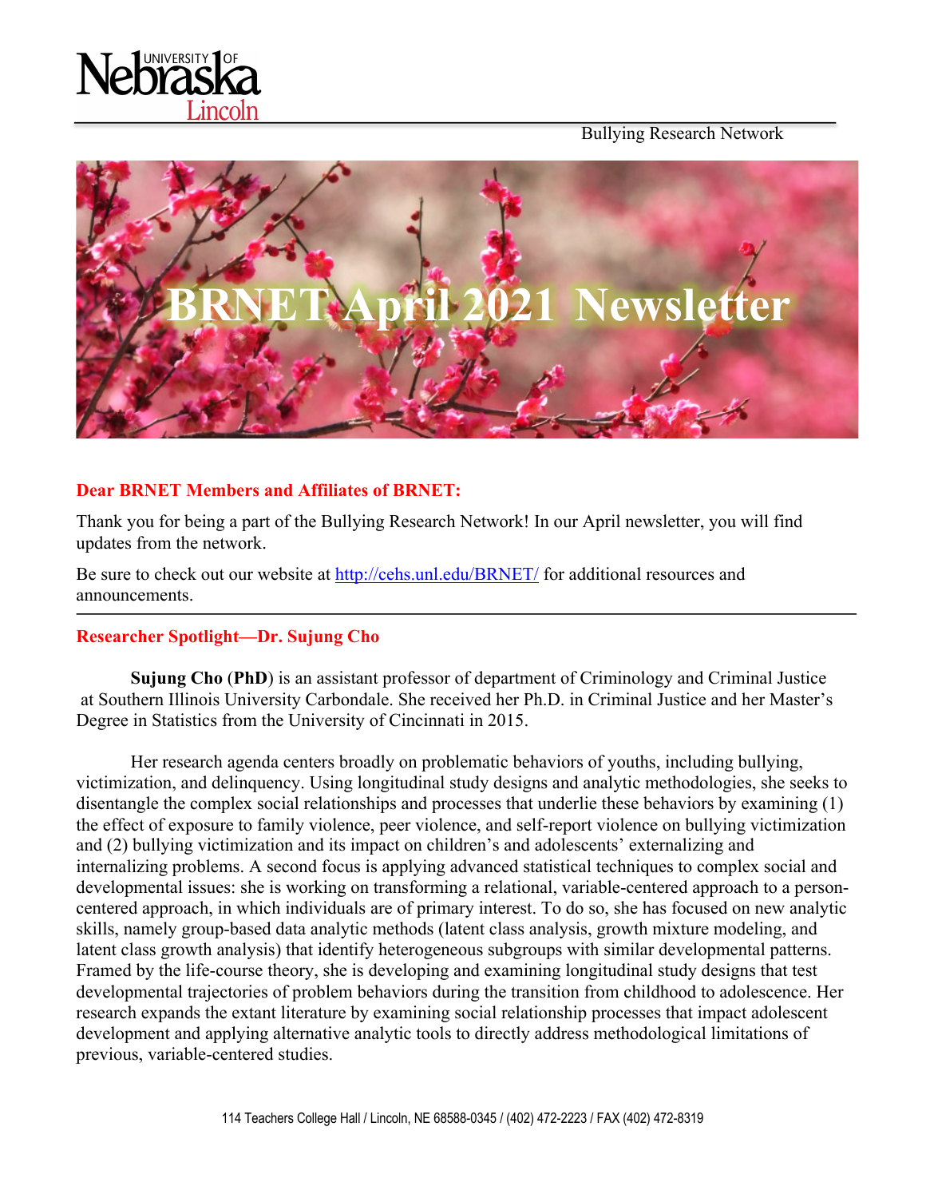Bullying Research Network

# BRNET April 2021 Newsletter

**Dear BRNET Members and Affiliates of BRNET:**

Thank you for being a part of the Bullying Research Network! In our April newsletter, you will find updates from the network.

Be sure to check out our website at http://cehs.unl.edu/BRNET/ for additional resources and announcements.

---

## Researcher Spotlight—Dr. Sujung Cho

**Sujung Cho** (**PhD**) is an assistant professor of department of Criminology and Criminal Justice at Southern Illinois University Carbondale. She received her Ph.D. in Criminal Justice and her Master's Degree in Statistics from the University of Cincinnati in 2015.

Her research agenda centers broadly on problematic behaviors of youths, including bullying, victimization, and delinquency. Using longitudinal study designs and analytic methodologies, she seeks to disentangle the complex social relationships and processes that underlie these behaviors by examining (1) the effect of exposure to family violence, peer violence, and self-report violence on bullying victimization and (2) bullying victimization and its impact on children's and adolescents' externalizing and internalizing problems. A second focus is applying advanced statistical techniques to complex social and developmental issues: she is working on transforming a relational, variable-centered approach to a person-centered approach, in which individuals are of primary interest. To do so, she has focused on new analytic skills, namely group-based data analytic methods (latent class analysis, growth mixture modeling, and latent class growth analysis) that identify heterogeneous subgroups with similar developmental patterns. Framed by the life-course theory, she is developing and examining longitudinal study designs that test developmental trajectories of problem behaviors during the transition from childhood to adolescence. Her research expands the extant literature by examining social relationship processes that impact adolescent development and applying alternative analytic tools to directly address methodological limitations of previous, variable-centered studies.

114 Teachers College Hall / Lincoln, NE 68588-0345 / (402) 472-2223 / FAX (402) 472-8319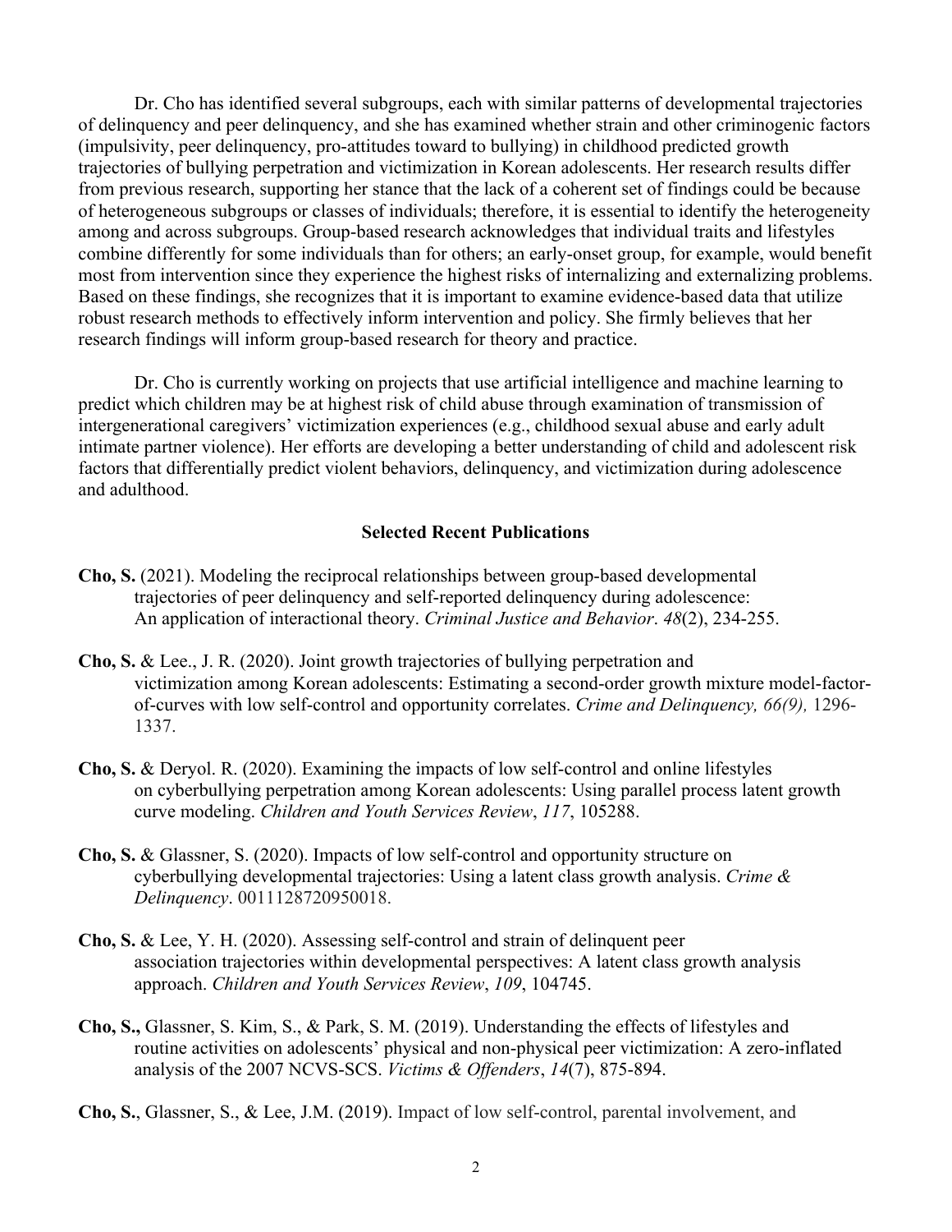Dr. Cho has identified several subgroups, each with similar patterns of developmental trajectories of delinquency and peer delinquency, and she has examined whether strain and other criminogenic factors (impulsivity, peer delinquency, pro-attitudes toward to bullying) in childhood predicted growth trajectories of bullying perpetration and victimization in Korean adolescents. Her research results differ from previous research, supporting her stance that the lack of a coherent set of findings could be because of heterogeneous subgroups or classes of individuals; therefore, it is essential to identify the heterogeneity among and across subgroups. Group-based research acknowledges that individual traits and lifestyles combine differently for some individuals than for others; an early-onset group, for example, would benefit most from intervention since they experience the highest risks of internalizing and externalizing problems. Based on these findings, she recognizes that it is important to examine evidence-based data that utilize robust research methods to effectively inform intervention and policy. She firmly believes that her research findings will inform group-based research for theory and practice.

Dr. Cho is currently working on projects that use artificial intelligence and machine learning to predict which children may be at highest risk of child abuse through examination of transmission of intergenerational caregivers' victimization experiences (e.g., childhood sexual abuse and early adult intimate partner violence). Her efforts are developing a better understanding of child and adolescent risk factors that differentially predict violent behaviors, delinquency, and victimization during adolescence and adulthood.

### Selected Recent Publications

**Cho, S.** (2021). Modeling the reciprocal relationships between group-based developmental trajectories of peer delinquency and self-reported delinquency during adolescence: An application of interactional theory. *Criminal Justice and Behavior*. *48*(2), 234-255.

**Cho, S.** & Lee., J. R. (2020). Joint growth trajectories of bullying perpetration and victimization among Korean adolescents: Estimating a second-order growth mixture model-factor-of-curves with low self-control and opportunity correlates. *Crime and Delinquency, 66(9),* 1296-1337.

**Cho, S.** & Deryol. R. (2020). Examining the impacts of low self-control and online lifestyles on cyberbullying perpetration among Korean adolescents: Using parallel process latent growth curve modeling. *Children and Youth Services Review*, *117*, 105288.

**Cho, S.** & Glassner, S. (2020). Impacts of low self-control and opportunity structure on cyberbullying developmental trajectories: Using a latent class growth analysis. *Crime & Delinquency*. 0011128720950018.

**Cho, S.** & Lee, Y. H. (2020). Assessing self-control and strain of delinquent peer association trajectories within developmental perspectives: A latent class growth analysis approach. *Children and Youth Services Review*, *109*, 104745.

**Cho, S.,** Glassner, S. Kim, S., & Park, S. M. (2019). Understanding the effects of lifestyles and routine activities on adolescents' physical and non-physical peer victimization: A zero-inflated analysis of the 2007 NCVS-SCS. *Victims & Offenders*, *14*(7), 875-894.

**Cho, S.**, Glassner, S., & Lee, J.M. (2019). Impact of low self-control, parental involvement, and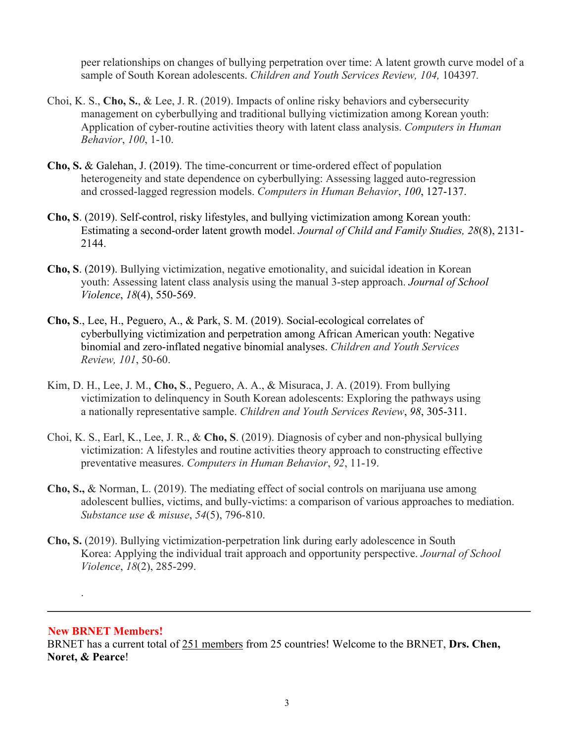peer relationships on changes of bullying perpetration over time: A latent growth curve model of a sample of South Korean adolescents. *Children and Youth Services Review, 104,* 104397*.*

Choi, K. S., **Cho, S.**, & Lee, J. R. (2019). Impacts of online risky behaviors and cybersecurity management on cyberbullying and traditional bullying victimization among Korean youth: Application of cyber-routine activities theory with latent class analysis. *Computers in Human Behavior*, *100*, 1-10.

**Cho, S.** & Galehan, J. (2019). The time-concurrent or time-ordered effect of population heterogeneity and state dependence on cyberbullying: Assessing lagged auto-regression and crossed-lagged regression models. *Computers in Human Behavior*, *100*, 127-137.

**Cho, S**. (2019). Self-control, risky lifestyles, and bullying victimization among Korean youth: Estimating a second-order latent growth model. *Journal of Child and Family Studies, 28*(8), 2131-2144.

**Cho, S**. (2019). Bullying victimization, negative emotionality, and suicidal ideation in Korean youth: Assessing latent class analysis using the manual 3-step approach. *Journal of School Violence*, *18*(4), 550-569.

**Cho, S**., Lee, H., Peguero, A., & Park, S. M. (2019). Social-ecological correlates of cyberbullying victimization and perpetration among African American youth: Negative binomial and zero-inflated negative binomial analyses. *Children and Youth Services Review, 101*, 50-60.

Kim, D. H., Lee, J. M., **Cho, S**., Peguero, A. A., & Misuraca, J. A. (2019). From bullying victimization to delinquency in South Korean adolescents: Exploring the pathways using a nationally representative sample. *Children and Youth Services Review*, *98*, 305-311.

Choi, K. S., Earl, K., Lee, J. R., & **Cho, S**. (2019). Diagnosis of cyber and non-physical bullying victimization: A lifestyles and routine activities theory approach to constructing effective preventative measures. *Computers in Human Behavior*, *92*, 11-19.

**Cho, S.,** & Norman, L. (2019). The mediating effect of social controls on marijuana use among adolescent bullies, victims, and bully-victims: a comparison of various approaches to mediation. *Substance use & misuse*, *54*(5), 796-810.

**Cho, S.** (2019). Bullying victimization-perpetration link during early adolescence in South Korea: Applying the individual trait approach and opportunity perspective. *Journal of School Violence*, *18*(2), 285-299.

.

---

## New BRNET Members!

BRNET has a current total of 251 members from 25 countries! Welcome to the BRNET, **Drs. Chen, Noret, & Pearce**!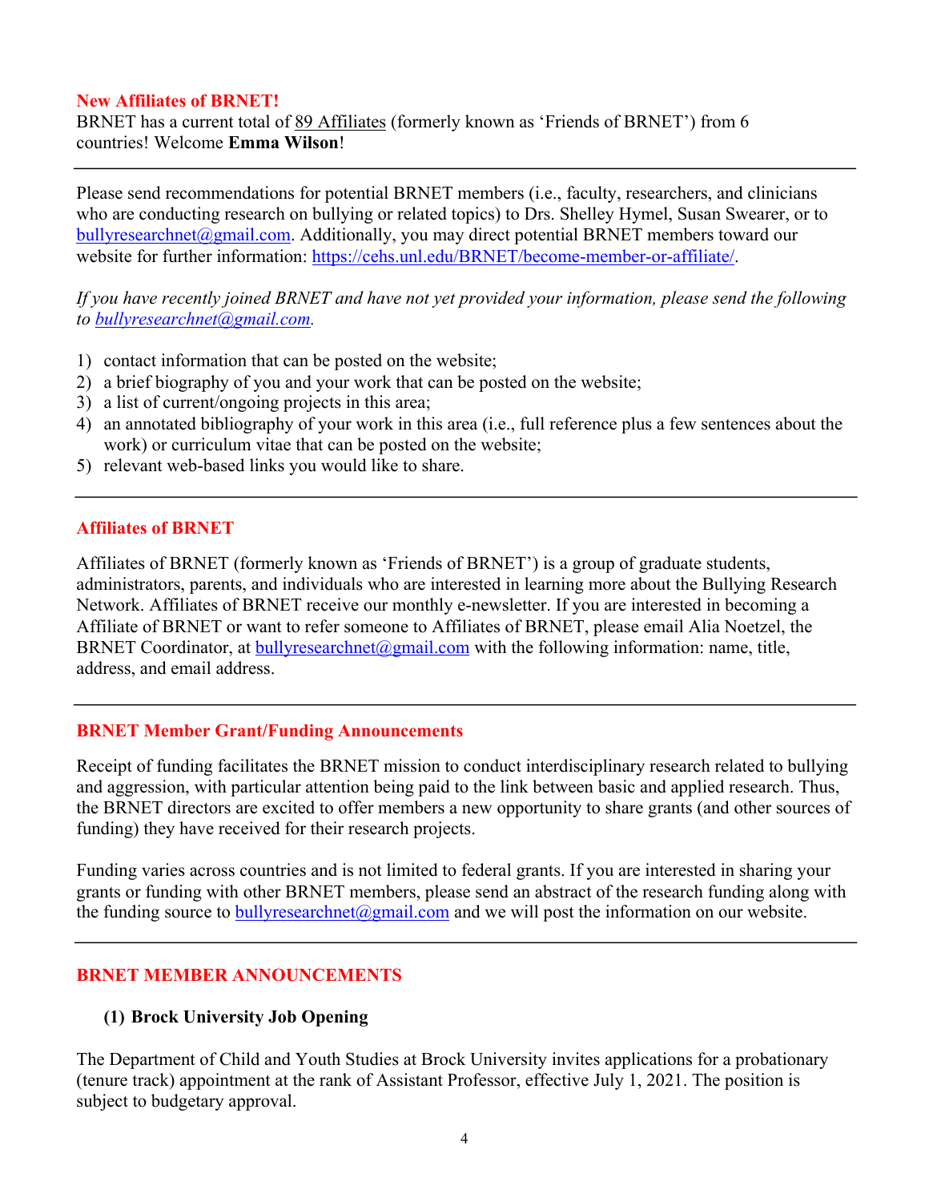## New Affiliates of BRNET!

BRNET has a current total of 89 Affiliates (formerly known as 'Friends of BRNET') from 6 countries! Welcome **Emma Wilson**!

---

Please send recommendations for potential BRNET members (i.e., faculty, researchers, and clinicians who are conducting research on bullying or related topics) to Drs. Shelley Hymel, Susan Swearer, or to bullyresearchnet@gmail.com. Additionally, you may direct potential BRNET members toward our website for further information: https://cehs.unl.edu/BRNET/become-member-or-affiliate/.

*If you have recently joined BRNET and have not yet provided your information, please send the following to bullyresearchnet@gmail.com.*

1) contact information that can be posted on the website;
2) a brief biography of you and your work that can be posted on the website;
3) a list of current/ongoing projects in this area;
4) an annotated bibliography of your work in this area (i.e., full reference plus a few sentences about the work) or curriculum vitae that can be posted on the website;
5) relevant web-based links you would like to share.

---

## Affiliates of BRNET

Affiliates of BRNET (formerly known as 'Friends of BRNET') is a group of graduate students, administrators, parents, and individuals who are interested in learning more about the Bullying Research Network. Affiliates of BRNET receive our monthly e-newsletter. If you are interested in becoming a Affiliate of BRNET or want to refer someone to Affiliates of BRNET, please email Alia Noetzel, the BRNET Coordinator, at bullyresearchnet@gmail.com with the following information: name, title, address, and email address.

---

## BRNET Member Grant/Funding Announcements

Receipt of funding facilitates the BRNET mission to conduct interdisciplinary research related to bullying and aggression, with particular attention being paid to the link between basic and applied research. Thus, the BRNET directors are excited to offer members a new opportunity to share grants (and other sources of funding) they have received for their research projects.

Funding varies across countries and is not limited to federal grants. If you are interested in sharing your grants or funding with other BRNET members, please send an abstract of the research funding along with the funding source to bullyresearchnet@gmail.com and we will post the information on our website.

---

## BRNET MEMBER ANNOUNCEMENTS

### (1) Brock University Job Opening

The Department of Child and Youth Studies at Brock University invites applications for a probationary (tenure track) appointment at the rank of Assistant Professor, effective July 1, 2021. The position is subject to budgetary approval.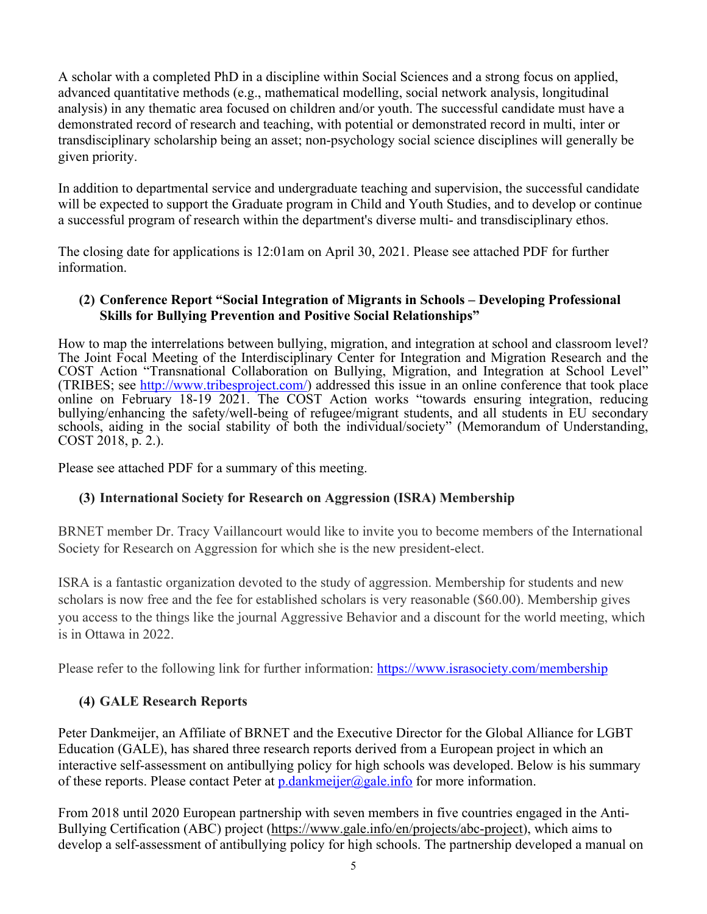A scholar with a completed PhD in a discipline within Social Sciences and a strong focus on applied, advanced quantitative methods (e.g., mathematical modelling, social network analysis, longitudinal analysis) in any thematic area focused on children and/or youth. The successful candidate must have a demonstrated record of research and teaching, with potential or demonstrated record in multi, inter or transdisciplinary scholarship being an asset; non-psychology social science disciplines will generally be given priority.

In addition to departmental service and undergraduate teaching and supervision, the successful candidate will be expected to support the Graduate program in Child and Youth Studies, and to develop or continue a successful program of research within the department's diverse multi- and transdisciplinary ethos.

The closing date for applications is 12:01am on April 30, 2021. Please see attached PDF for further information.

### (2) Conference Report "Social Integration of Migrants in Schools – Developing Professional Skills for Bullying Prevention and Positive Social Relationships"

How to map the interrelations between bullying, migration, and integration at school and classroom level? The Joint Focal Meeting of the Interdisciplinary Center for Integration and Migration Research and the COST Action "Transnational Collaboration on Bullying, Migration, and Integration at School Level" (TRIBES; see http://www.tribesproject.com/) addressed this issue in an online conference that took place online on February 18-19 2021. The COST Action works "towards ensuring integration, reducing bullying/enhancing the safety/well-being of refugee/migrant students, and all students in EU secondary schools, aiding in the social stability of both the individual/society" (Memorandum of Understanding, COST 2018, p. 2.).

Please see attached PDF for a summary of this meeting.

### (3) International Society for Research on Aggression (ISRA) Membership

BRNET member Dr. Tracy Vaillancourt would like to invite you to become members of the International Society for Research on Aggression for which she is the new president-elect.

ISRA is a fantastic organization devoted to the study of aggression. Membership for students and new scholars is now free and the fee for established scholars is very reasonable ($60.00). Membership gives you access to the things like the journal Aggressive Behavior and a discount for the world meeting, which is in Ottawa in 2022.

Please refer to the following link for further information: https://www.israsociety.com/membership

### (4) GALE Research Reports

Peter Dankmeijer, an Affiliate of BRNET and the Executive Director for the Global Alliance for LGBT Education (GALE), has shared three research reports derived from a European project in which an interactive self-assessment on antibullying policy for high schools was developed. Below is his summary of these reports. Please contact Peter at p.dankmeijer@gale.info for more information.

From 2018 until 2020 European partnership with seven members in five countries engaged in the Anti-Bullying Certification (ABC) project (https://www.gale.info/en/projects/abc-project), which aims to develop a self-assessment of antibullying policy for high schools. The partnership developed a manual on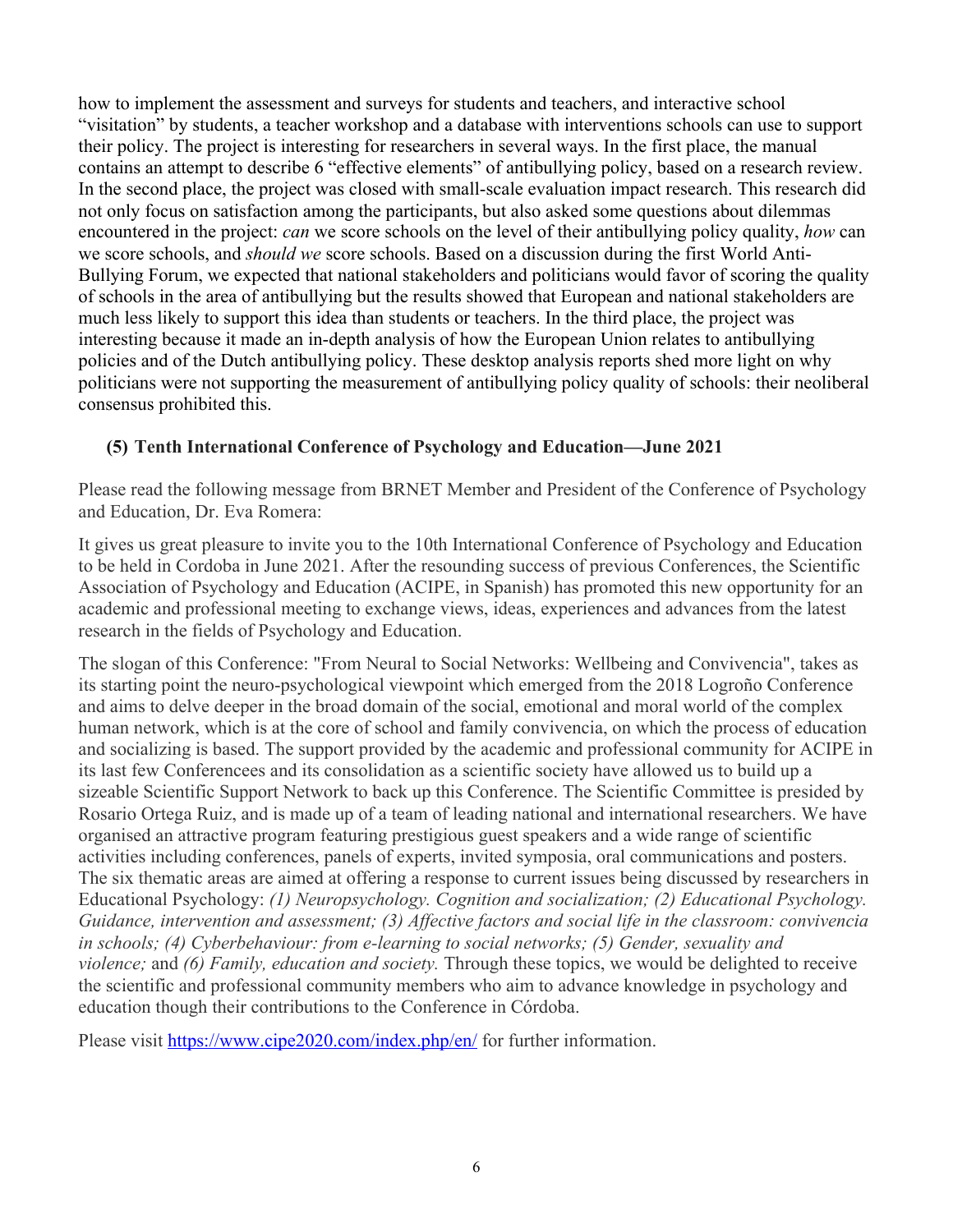how to implement the assessment and surveys for students and teachers, and interactive school "visitation" by students, a teacher workshop and a database with interventions schools can use to support their policy. The project is interesting for researchers in several ways. In the first place, the manual contains an attempt to describe 6 "effective elements" of antibullying policy, based on a research review. In the second place, the project was closed with small-scale evaluation impact research. This research did not only focus on satisfaction among the participants, but also asked some questions about dilemmas encountered in the project: *can* we score schools on the level of their antibullying policy quality, *how* can we score schools, and *should we* score schools. Based on a discussion during the first World Anti-Bullying Forum, we expected that national stakeholders and politicians would favor of scoring the quality of schools in the area of antibullying but the results showed that European and national stakeholders are much less likely to support this idea than students or teachers. In the third place, the project was interesting because it made an in-depth analysis of how the European Union relates to antibullying policies and of the Dutch antibullying policy. These desktop analysis reports shed more light on why politicians were not supporting the measurement of antibullying policy quality of schools: their neoliberal consensus prohibited this.

## (5) Tenth International Conference of Psychology and Education—June 2021

Please read the following message from BRNET Member and President of the Conference of Psychology and Education, Dr. Eva Romera:

It gives us great pleasure to invite you to the 10th International Conference of Psychology and Education to be held in Cordoba in June 2021. After the resounding success of previous Conferences, the Scientific Association of Psychology and Education (ACIPE, in Spanish) has promoted this new opportunity for an academic and professional meeting to exchange views, ideas, experiences and advances from the latest research in the fields of Psychology and Education.

The slogan of this Conference: "From Neural to Social Networks: Wellbeing and Convivencia", takes as its starting point the neuro-psychological viewpoint which emerged from the 2018 Logroño Conference and aims to delve deeper in the broad domain of the social, emotional and moral world of the complex human network, which is at the core of school and family convivencia, on which the process of education and socializing is based. The support provided by the academic and professional community for ACIPE in its last few Conferencees and its consolidation as a scientific society have allowed us to build up a sizeable Scientific Support Network to back up this Conference. The Scientific Committee is presided by Rosario Ortega Ruiz, and is made up of a team of leading national and international researchers. We have organised an attractive program featuring prestigious guest speakers and a wide range of scientific activities including conferences, panels of experts, invited symposia, oral communications and posters. The six thematic areas are aimed at offering a response to current issues being discussed by researchers in Educational Psychology: *(1) Neuropsychology. Cognition and socialization; (2) Educational Psychology. Guidance, intervention and assessment; (3) Affective factors and social life in the classroom: convivencia in schools; (4) Cyberbehaviour: from e-learning to social networks; (5) Gender, sexuality and violence;* and *(6) Family, education and society.* Through these topics, we would be delighted to receive the scientific and professional community members who aim to advance knowledge in psychology and education though their contributions to the Conference in Córdoba.

Please visit [https://www.cipe2020.com/index.php/en/](https://www.cipe2020.com/index.php/en/) for further information.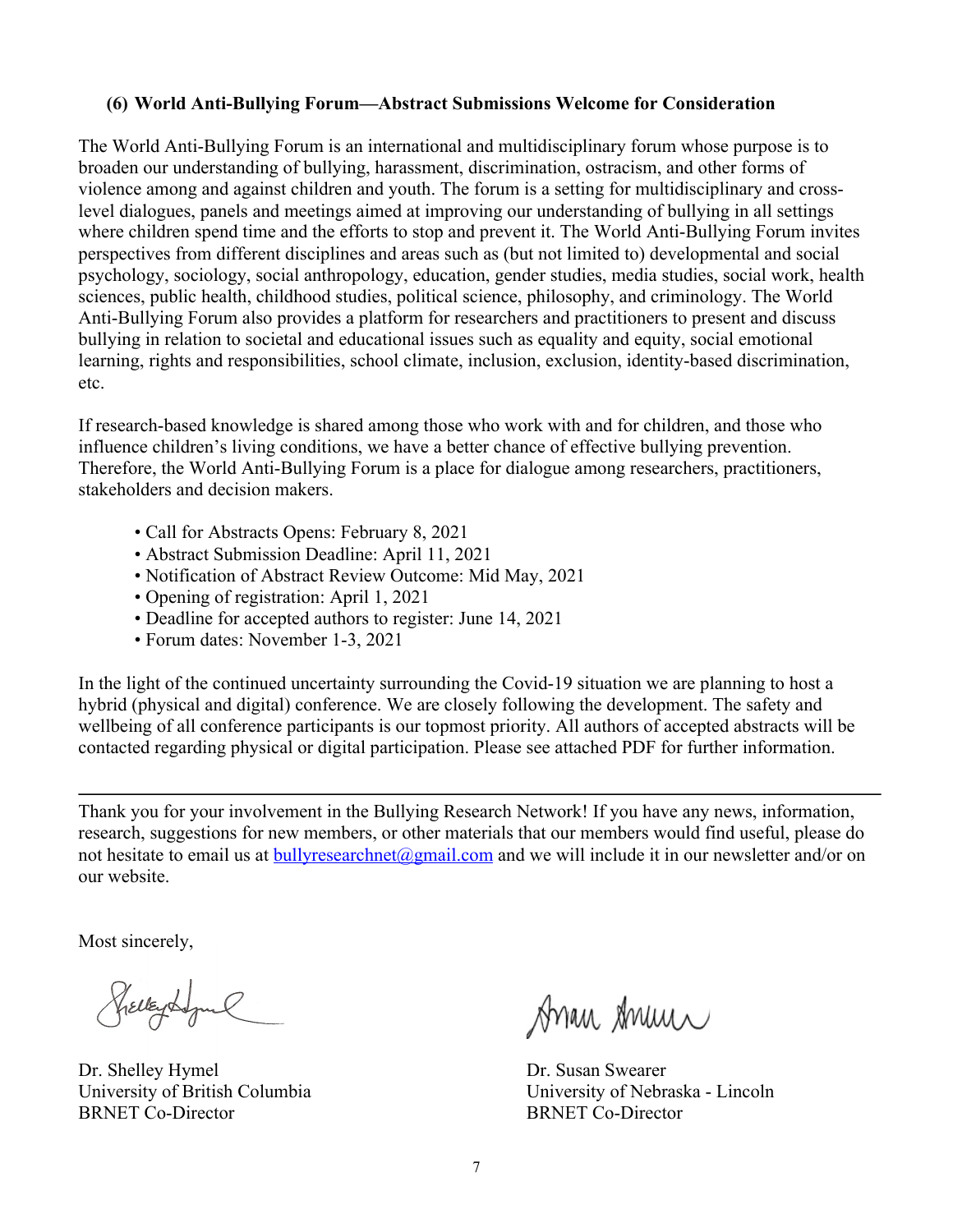### (6) World Anti-Bullying Forum—Abstract Submissions Welcome for Consideration

The World Anti-Bullying Forum is an international and multidisciplinary forum whose purpose is to broaden our understanding of bullying, harassment, discrimination, ostracism, and other forms of violence among and against children and youth. The forum is a setting for multidisciplinary and cross-level dialogues, panels and meetings aimed at improving our understanding of bullying in all settings where children spend time and the efforts to stop and prevent it. The World Anti-Bullying Forum invites perspectives from different disciplines and areas such as (but not limited to) developmental and social psychology, sociology, social anthropology, education, gender studies, media studies, social work, health sciences, public health, childhood studies, political science, philosophy, and criminology. The World Anti-Bullying Forum also provides a platform for researchers and practitioners to present and discuss bullying in relation to societal and educational issues such as equality and equity, social emotional learning, rights and responsibilities, school climate, inclusion, exclusion, identity-based discrimination, etc.

If research-based knowledge is shared among those who work with and for children, and those who influence children's living conditions, we have a better chance of effective bullying prevention. Therefore, the World Anti-Bullying Forum is a place for dialogue among researchers, practitioners, stakeholders and decision makers.

- Call for Abstracts Opens: February 8, 2021
- Abstract Submission Deadline: April 11, 2021
- Notification of Abstract Review Outcome: Mid May, 2021
- Opening of registration: April 1, 2021
- Deadline for accepted authors to register: June 14, 2021
- Forum dates: November 1-3, 2021

In the light of the continued uncertainty surrounding the Covid-19 situation we are planning to host a hybrid (physical and digital) conference. We are closely following the development. The safety and wellbeing of all conference participants is our topmost priority. All authors of accepted abstracts will be contacted regarding physical or digital participation. Please see attached PDF for further information.

---

Thank you for your involvement in the Bullying Research Network! If you have any news, information, research, suggestions for new members, or other materials that our members would find useful, please do not hesitate to email us at bullyresearchnet@gmail.com and we will include it in our newsletter and/or on our website.

Most sincerely,

Dr. Shelley Hymel
University of British Columbia
BRNET Co-Director

Dr. Susan Swearer
University of Nebraska - Lincoln
BRNET Co-Director